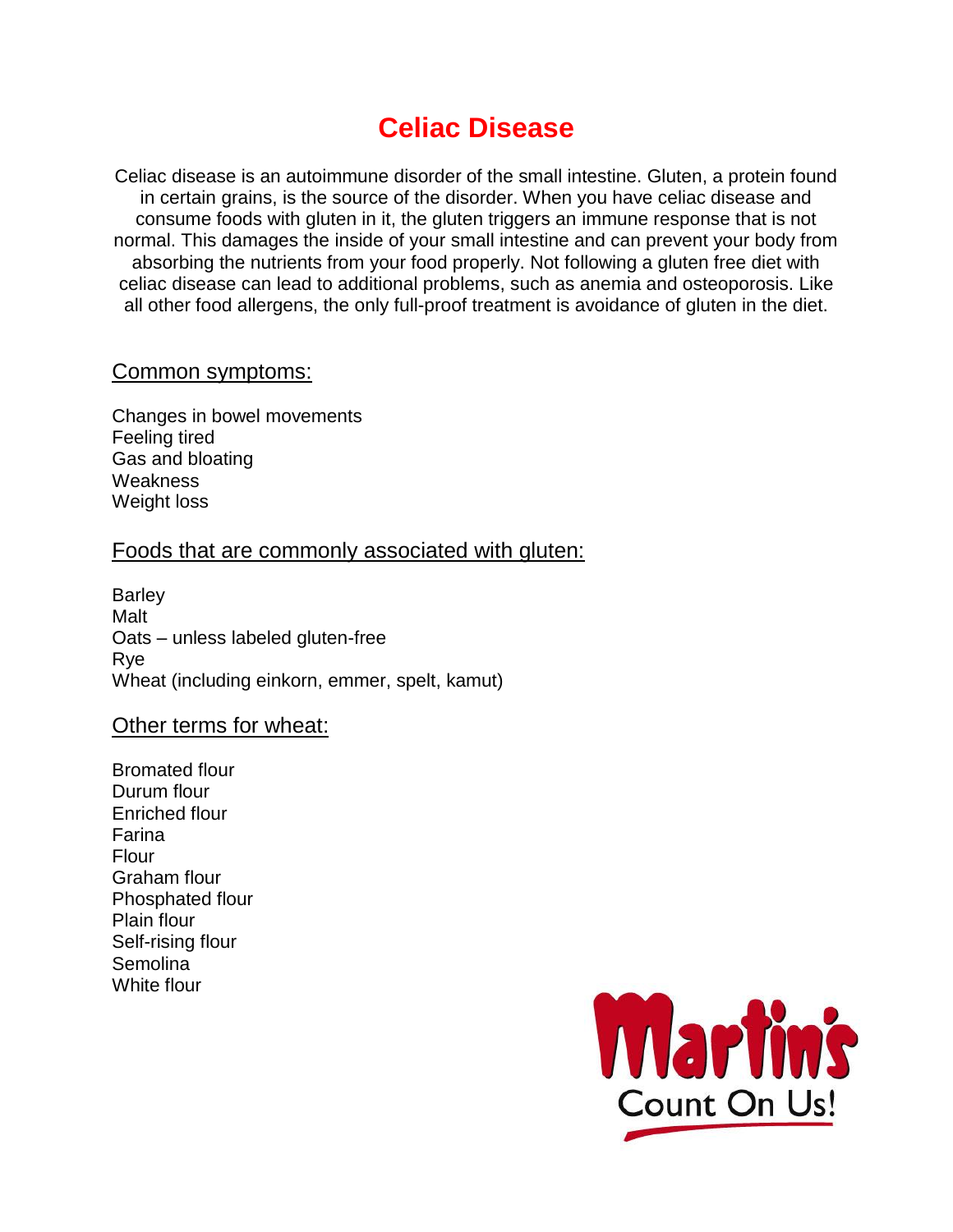# Celiac Disease

Celiac disease is an autoimmune disorder of the small intestine. Gluten, a protein found in certain grains, is the source of the disorder. When you have celiac disease and consume foods with gluten in it, the gluten triggers an immune response that is not normal. This damages the inside of your small intestine and can prevent your body from absorbing the nutrients from your food properly. Not following a gluten free diet with celiac disease can lead to additional problems, such as anemia and osteoporosis. Like all other food allergens, the only full-proof treatment is avoidance of gluten in the diet.

## Common symptoms:

Changes in bowel movements
Feeling tired
Gas and bloating
Weakness
Weight loss

## Foods that are commonly associated with gluten:

Barley
Malt
Oats – unless labeled gluten-free
Rye
Wheat (including einkorn, emmer, spelt, kamut)

## Other terms for wheat:

Bromated flour
Durum flour
Enriched flour
Farina
Flour
Graham flour
Phosphated flour
Plain flour
Self-rising flour
Semolina
White flour

Martin's Count On Us!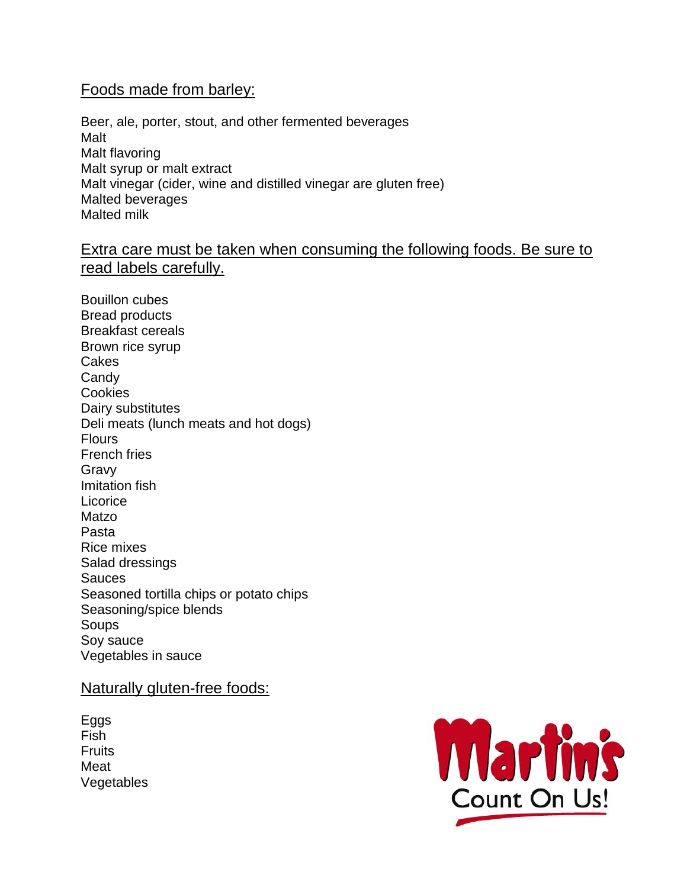## Foods made from barley:

Beer, ale, porter, stout, and other fermented beverages
Malt
Malt flavoring
Malt syrup or malt extract
Malt vinegar (cider, wine and distilled vinegar are gluten free)
Malted beverages
Malted milk

## Extra care must be taken when consuming the following foods. Be sure to read labels carefully.

Bouillon cubes
Bread products
Breakfast cereals
Brown rice syrup
Cakes
Candy
Cookies
Dairy substitutes
Deli meats (lunch meats and hot dogs)
Flours
French fries
Gravy
Imitation fish
Licorice
Matzo
Pasta
Rice mixes
Salad dressings
Sauces
Seasoned tortilla chips or potato chips
Seasoning/spice blends
Soups
Soy sauce
Vegetables in sauce

## Naturally gluten-free foods:

Eggs
Fish
Fruits
Meat
Vegetables

Martin's Count On Us!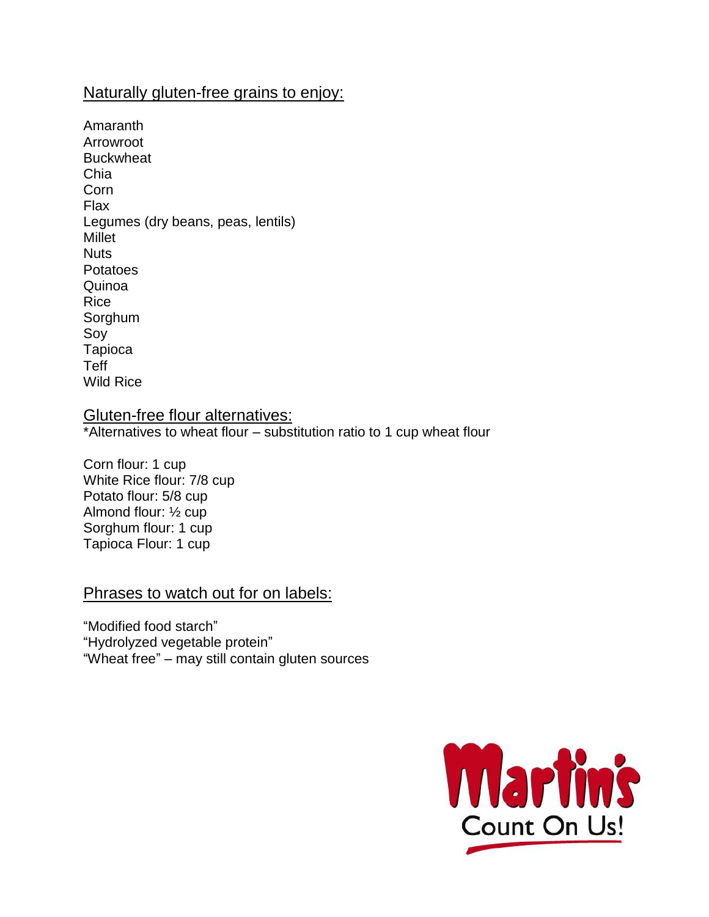## Naturally gluten-free grains to enjoy:

Amaranth
Arrowroot
Buckwheat
Chia
Corn
Flax
Legumes (dry beans, peas, lentils)
Millet
Nuts
Potatoes
Quinoa
Rice
Sorghum
Soy
Tapioca
Teff
Wild Rice

## Gluten-free flour alternatives:

*Alternatives to wheat flour – substitution ratio to 1 cup wheat flour

Corn flour: 1 cup
White Rice flour: 7/8 cup
Potato flour: 5/8 cup
Almond flour: ½ cup
Sorghum flour: 1 cup
Tapioca Flour: 1 cup

## Phrases to watch out for on labels:

"Modified food starch"
"Hydrolyzed vegetable protein"
"Wheat free" – may still contain gluten sources

Martin's Count On Us!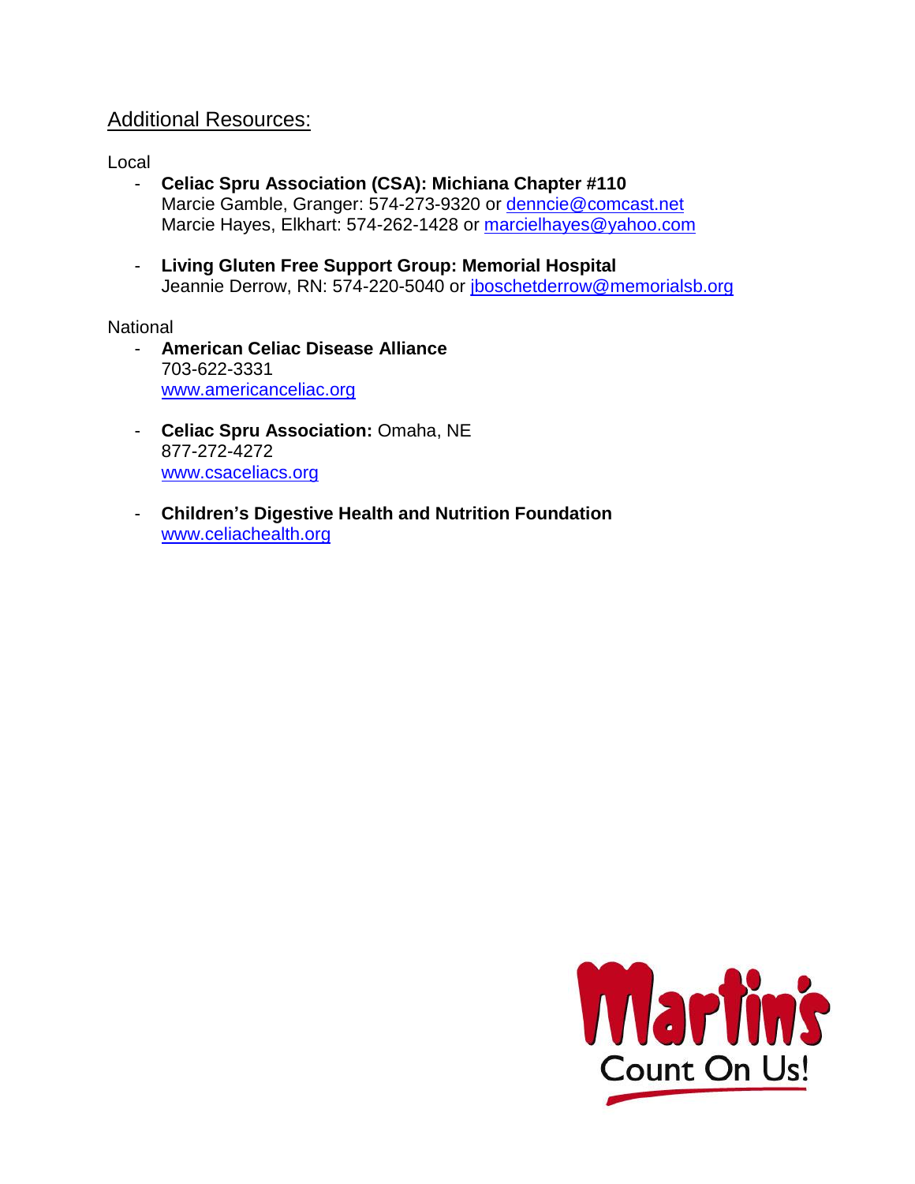## Additional Resources:

Local

- **Celiac Spru Association (CSA): Michiana Chapter #110**
  Marcie Gamble, Granger: 574-273-9320 or denncie@comcast.net
  Marcie Hayes, Elkhart: 574-262-1428 or marcielhayes@yahoo.com

- **Living Gluten Free Support Group: Memorial Hospital**
  Jeannie Derrow, RN: 574-220-5040 or jboschetderrow@memorialsb.org

National

- **American Celiac Disease Alliance**
  703-622-3331
  www.americanceliac.org

- **Celiac Spru Association:** Omaha, NE
  877-272-4272
  www.csaceliacs.org

- **Children's Digestive Health and Nutrition Foundation**
  www.celiachealth.org

Martin's
Count On Us!